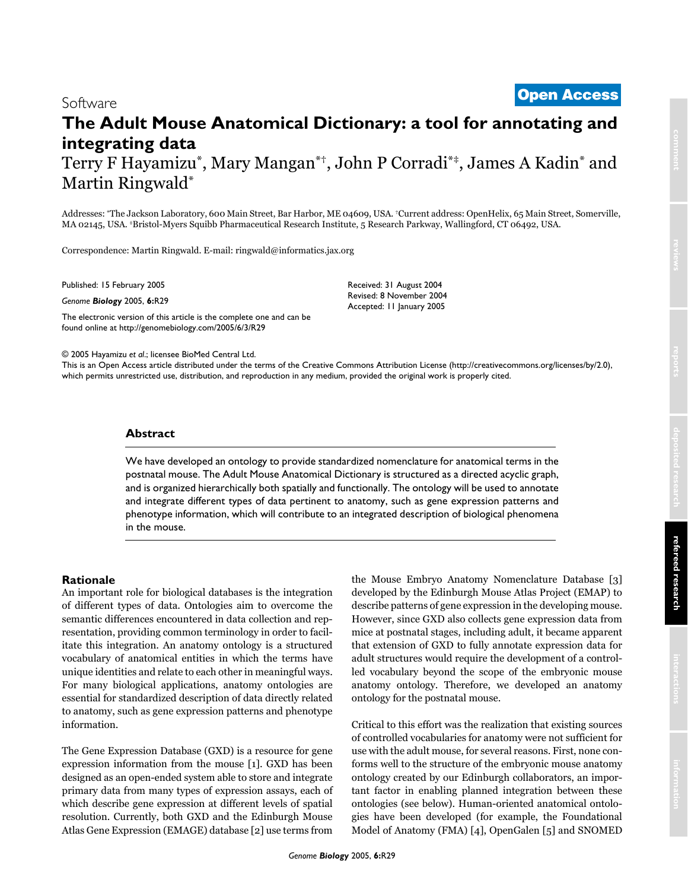Software

**Open Access**

# The Adult Mouse Anatomical Dictionary: a tool for annotating and integrating data

Terry F Hayamizu[*], Mary Mangan[*†], John P Corradi[*‡], James A Kadin[*] and Martin Ringwald[*]

Addresses: [*]The Jackson Laboratory, 600 Main Street, Bar Harbor, ME 04609, USA. [†]Current address: OpenHelix, 65 Main Street, Somerville, MA 02145, USA. [‡]Bristol-Myers Squibb Pharmaceutical Research Institute, 5 Research Parkway, Wallingford, CT 06492, USA.

Correspondence: Martin Ringwald. E-mail: ringwald@informatics.jax.org

Published: 15 February 2005

*Genome* ***Biology*** 2005, **6:**R29

The electronic version of this article is the complete one and can be found online at http://genomebiology.com/2005/6/3/R29

Received: 31 August 2004
Revised: 8 November 2004
Accepted: 11 January 2005

© 2005 Hayamizu *et al.*; licensee BioMed Central Ltd.
This is an Open Access article distributed under the terms of the Creative Commons Attribution License (http://creativecommons.org/licenses/by/2.0), which permits unrestricted use, distribution, and reproduction in any medium, provided the original work is properly cited.

## Abstract

We have developed an ontology to provide standardized nomenclature for anatomical terms in the postnatal mouse. The Adult Mouse Anatomical Dictionary is structured as a directed acyclic graph, and is organized hierarchically both spatially and functionally. The ontology will be used to annotate and integrate different types of data pertinent to anatomy, such as gene expression patterns and phenotype information, which will contribute to an integrated description of biological phenomena in the mouse.

## Rationale

An important role for biological databases is the integration of different types of data. Ontologies aim to overcome the semantic differences encountered in data collection and representation, providing common terminology in order to facilitate this integration. An anatomy ontology is a structured vocabulary of anatomical entities in which the terms have unique identities and relate to each other in meaningful ways. For many biological applications, anatomy ontologies are essential for standardized description of data directly related to anatomy, such as gene expression patterns and phenotype information.

The Gene Expression Database (GXD) is a resource for gene expression information from the mouse [1]. GXD has been designed as an open-ended system able to store and integrate primary data from many types of expression assays, each of which describe gene expression at different levels of spatial resolution. Currently, both GXD and the Edinburgh Mouse Atlas Gene Expression (EMAGE) database [2] use terms from the Mouse Embryo Anatomy Nomenclature Database [3] developed by the Edinburgh Mouse Atlas Project (EMAP) to describe patterns of gene expression in the developing mouse. However, since GXD also collects gene expression data from mice at postnatal stages, including adult, it became apparent that extension of GXD to fully annotate expression data for adult structures would require the development of a controlled vocabulary beyond the scope of the embryonic mouse anatomy ontology. Therefore, we developed an anatomy ontology for the postnatal mouse.

Critical to this effort was the realization that existing sources of controlled vocabularies for anatomy were not sufficient for use with the adult mouse, for several reasons. First, none conforms well to the structure of the embryonic mouse anatomy ontology created by our Edinburgh collaborators, an important factor in enabling planned integration between these ontologies (see below). Human-oriented anatomical ontologies have been developed (for example, the Foundational Model of Anatomy (FMA) [4], OpenGalen [5] and SNOMED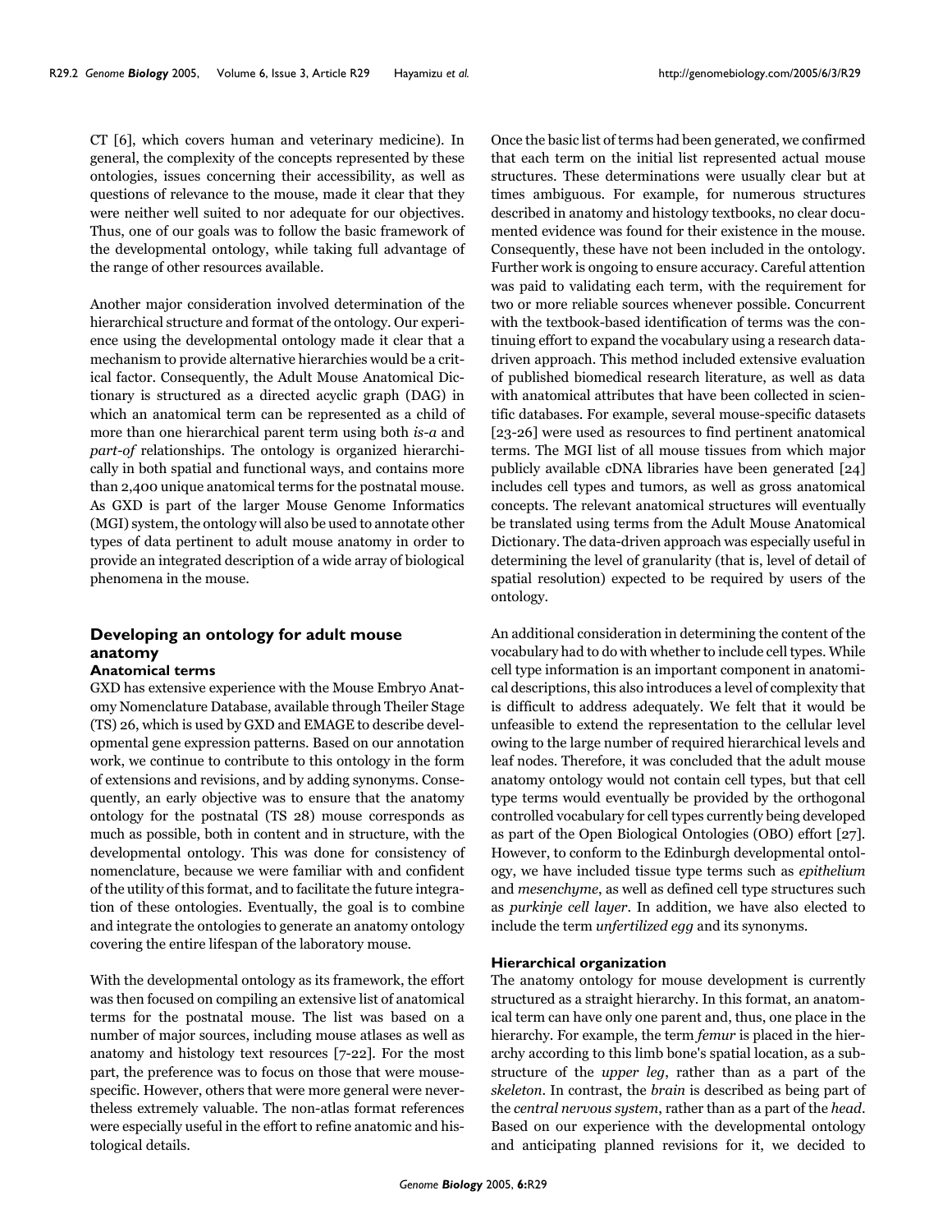CT [6], which covers human and veterinary medicine). In general, the complexity of the concepts represented by these ontologies, issues concerning their accessibility, as well as questions of relevance to the mouse, made it clear that they were neither well suited to nor adequate for our objectives. Thus, one of our goals was to follow the basic framework of the developmental ontology, while taking full advantage of the range of other resources available.

Another major consideration involved determination of the hierarchical structure and format of the ontology. Our experience using the developmental ontology made it clear that a mechanism to provide alternative hierarchies would be a critical factor. Consequently, the Adult Mouse Anatomical Dictionary is structured as a directed acyclic graph (DAG) in which an anatomical term can be represented as a child of more than one hierarchical parent term using both *is-a* and *part-of* relationships. The ontology is organized hierarchically in both spatial and functional ways, and contains more than 2,400 unique anatomical terms for the postnatal mouse. As GXD is part of the larger Mouse Genome Informatics (MGI) system, the ontology will also be used to annotate other types of data pertinent to adult mouse anatomy in order to provide an integrated description of a wide array of biological phenomena in the mouse.

## Developing an ontology for adult mouse anatomy

### Anatomical terms

GXD has extensive experience with the Mouse Embryo Anatomy Nomenclature Database, available through Theiler Stage (TS) 26, which is used by GXD and EMAGE to describe developmental gene expression patterns. Based on our annotation work, we continue to contribute to this ontology in the form of extensions and revisions, and by adding synonyms. Consequently, an early objective was to ensure that the anatomy ontology for the postnatal (TS 28) mouse corresponds as much as possible, both in content and in structure, with the developmental ontology. This was done for consistency of nomenclature, because we were familiar with and confident of the utility of this format, and to facilitate the future integration of these ontologies. Eventually, the goal is to combine and integrate the ontologies to generate an anatomy ontology covering the entire lifespan of the laboratory mouse.

With the developmental ontology as its framework, the effort was then focused on compiling an extensive list of anatomical terms for the postnatal mouse. The list was based on a number of major sources, including mouse atlases as well as anatomy and histology text resources [7-22]. For the most part, the preference was to focus on those that were mouse-specific. However, others that were more general were nevertheless extremely valuable. The non-atlas format references were especially useful in the effort to refine anatomic and histological details.

Once the basic list of terms had been generated, we confirmed that each term on the initial list represented actual mouse structures. These determinations were usually clear but at times ambiguous. For example, for numerous structures described in anatomy and histology textbooks, no clear documented evidence was found for their existence in the mouse. Consequently, these have not been included in the ontology. Further work is ongoing to ensure accuracy. Careful attention was paid to validating each term, with the requirement for two or more reliable sources whenever possible. Concurrent with the textbook-based identification of terms was the continuing effort to expand the vocabulary using a research data-driven approach. This method included extensive evaluation of published biomedical research literature, as well as data with anatomical attributes that have been collected in scientific databases. For example, several mouse-specific datasets [23-26] were used as resources to find pertinent anatomical terms. The MGI list of all mouse tissues from which major publicly available cDNA libraries have been generated [24] includes cell types and tumors, as well as gross anatomical concepts. The relevant anatomical structures will eventually be translated using terms from the Adult Mouse Anatomical Dictionary. The data-driven approach was especially useful in determining the level of granularity (that is, level of detail of spatial resolution) expected to be required by users of the ontology.

An additional consideration in determining the content of the vocabulary had to do with whether to include cell types. While cell type information is an important component in anatomical descriptions, this also introduces a level of complexity that is difficult to address adequately. We felt that it would be unfeasible to extend the representation to the cellular level owing to the large number of required hierarchical levels and leaf nodes. Therefore, it was concluded that the adult mouse anatomy ontology would not contain cell types, but that cell type terms would eventually be provided by the orthogonal controlled vocabulary for cell types currently being developed as part of the Open Biological Ontologies (OBO) effort [27]. However, to conform to the Edinburgh developmental ontology, we have included tissue type terms such as *epithelium* and *mesenchyme*, as well as defined cell type structures such as *purkinje cell layer*. In addition, we have also elected to include the term *unfertilized egg* and its synonyms.

### Hierarchical organization

The anatomy ontology for mouse development is currently structured as a straight hierarchy. In this format, an anatomical term can have only one parent and, thus, one place in the hierarchy. For example, the term *femur* is placed in the hierarchy according to this limb bone's spatial location, as a substructure of the *upper leg*, rather than as a part of the *skeleton*. In contrast, the *brain* is described as being part of the *central nervous system*, rather than as a part of the *head*. Based on our experience with the developmental ontology and anticipating planned revisions for it, we decided to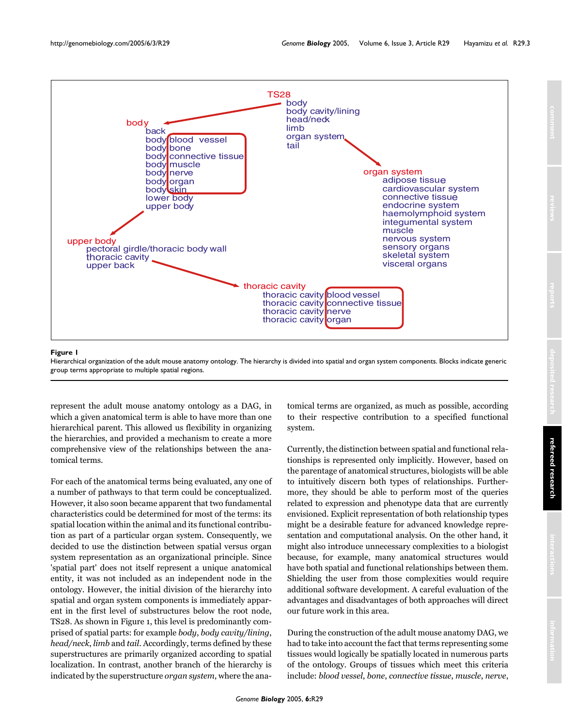TS28
body
body cavity/lining
head/neck
limb
organ system
tail

body
back
body blood vessel
body bone
body connective tissue
body muscle
body nerve
body organ
body skin
lower body
upper body

organ system
adipose tissue
cardiovascular system
connective tissue
endocrine system
haemolymphoid system
integumental system
muscle
nervous system
sensory organs
skeletal system
visceral organs

upper body
pectoral girdle/thoracic body wall
thoracic cavity
upper back

thoracic cavity
thoracic cavity blood vessel
thoracic cavity connective tissue
thoracic cavity nerve
thoracic cavity organ

**Figure 1**

Hierarchical organization of the adult mouse anatomy ontology. The hierarchy is divided into spatial and organ system components. Blocks indicate generic group terms appropriate to multiple spatial regions.

represent the adult mouse anatomy ontology as a DAG, in which a given anatomical term is able to have more than one hierarchical parent. This allowed us flexibility in organizing the hierarchies, and provided a mechanism to create a more comprehensive view of the relationships between the anatomical terms.

For each of the anatomical terms being evaluated, any one of a number of pathways to that term could be conceptualized. However, it also soon became apparent that two fundamental characteristics could be determined for most of the terms: its spatial location within the animal and its functional contribution as part of a particular organ system. Consequently, we decided to use the distinction between spatial versus organ system representation as an organizational principle. Since 'spatial part' does not itself represent a unique anatomical entity, it was not included as an independent node in the ontology. However, the initial division of the hierarchy into spatial and organ system components is immediately apparent in the first level of substructures below the root node, TS28. As shown in Figure 1, this level is predominantly comprised of spatial parts: for example *body*, *body cavity/lining*, *head/neck*, *limb* and *tail*. Accordingly, terms defined by these superstructures are primarily organized according to spatial localization. In contrast, another branch of the hierarchy is indicated by the superstructure *organ system*, where the anatomical terms are organized, as much as possible, according to their respective contribution to a specified functional system.

Currently, the distinction between spatial and functional relationships is represented only implicitly. However, based on the parentage of anatomical structures, biologists will be able to intuitively discern both types of relationships. Furthermore, they should be able to perform most of the queries related to expression and phenotype data that are currently envisioned. Explicit representation of both relationship types might be a desirable feature for advanced knowledge representation and computational analysis. On the other hand, it might also introduce unnecessary complexities to a biologist because, for example, many anatomical structures would have both spatial and functional relationships between them. Shielding the user from those complexities would require additional software development. A careful evaluation of the advantages and disadvantages of both approaches will direct our future work in this area.

During the construction of the adult mouse anatomy DAG, we had to take into account the fact that terms representing some tissues would logically be spatially located in numerous parts of the ontology. Groups of tissues which meet this criteria include: *blood vessel*, *bone*, *connective tissue*, *muscle*, *nerve*,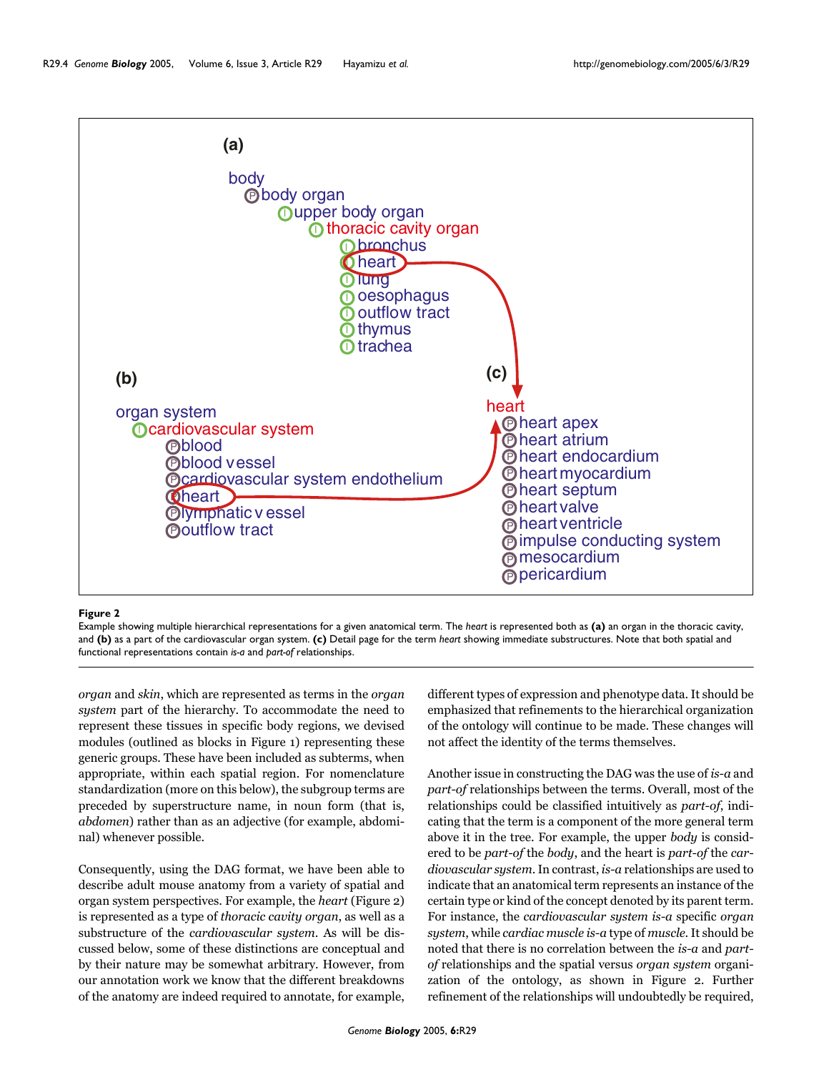(a)

body
Ⓟbody organ
Ⓘupper body organ
Ⓘthoracic cavity organ
Ⓘbronchus
Ⓘheart
Ⓘlung
Ⓘoesophagus
Ⓘoutflow tract
Ⓘthymus
Ⓘtrachea

(b)

organ system
Ⓘcardiovascular system
Ⓟblood
Ⓟblood vessel
Ⓟcardiovascular system endothelium
Ⓟheart
Ⓟlymphatic vessel
Ⓟoutflow tract

(c)

heart
Ⓟheart apex
Ⓟheart atrium
Ⓟheart endocardium
Ⓟheart myocardium
Ⓟheart septum
Ⓟheart valve
Ⓟheart ventricle
Ⓟimpulse conducting system
Ⓟmesocardium
Ⓟpericardium

**Figure 2**

Example showing multiple hierarchical representations for a given anatomical term. The *heart* is represented both as **(a)** an organ in the thoracic cavity, and **(b)** as a part of the cardiovascular organ system. **(c)** Detail page for the term *heart* showing immediate substructures. Note that both spatial and functional representations contain *is-a* and *part-of* relationships.

*organ* and *skin*, which are represented as terms in the *organ system* part of the hierarchy. To accommodate the need to represent these tissues in specific body regions, we devised modules (outlined as blocks in Figure 1) representing these generic groups. These have been included as subterms, when appropriate, within each spatial region. For nomenclature standardization (more on this below), the subgroup terms are preceded by superstructure name, in noun form (that is, *abdomen*) rather than as an adjective (for example, abdominal) whenever possible.

Consequently, using the DAG format, we have been able to describe adult mouse anatomy from a variety of spatial and organ system perspectives. For example, the *heart* (Figure 2) is represented as a type of *thoracic cavity organ*, as well as a substructure of the *cardiovascular system*. As will be discussed below, some of these distinctions are conceptual and by their nature may be somewhat arbitrary. However, from our annotation work we know that the different breakdowns of the anatomy are indeed required to annotate, for example, different types of expression and phenotype data. It should be emphasized that refinements to the hierarchical organization of the ontology will continue to be made. These changes will not affect the identity of the terms themselves.

Another issue in constructing the DAG was the use of *is-a* and *part-of* relationships between the terms. Overall, most of the relationships could be classified intuitively as *part-of*, indicating that the term is a component of the more general term above it in the tree. For example, the upper *body* is considered to be *part-of* the *body*, and the heart is *part-of* the *cardiovascular system*. In contrast, *is-a* relationships are used to indicate that an anatomical term represents an instance of the certain type or kind of the concept denoted by its parent term. For instance, the *cardiovascular system is-a* specific *organ system*, while *cardiac muscle is-a* type of *muscle*. It should be noted that there is no correlation between the *is-a* and *part-of* relationships and the spatial versus *organ system* organization of the ontology, as shown in Figure 2. Further refinement of the relationships will undoubtedly be required,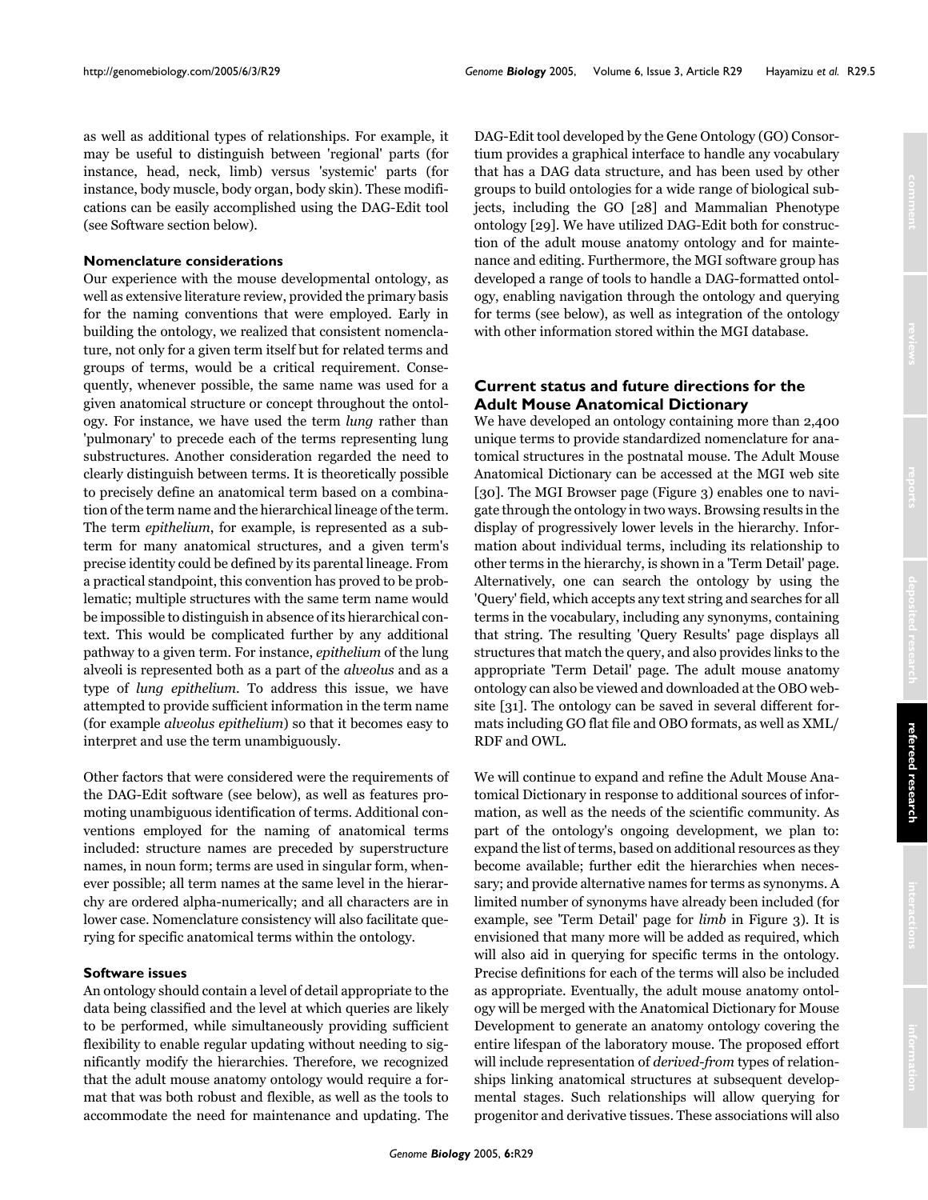as well as additional types of relationships. For example, it may be useful to distinguish between 'regional' parts (for instance, head, neck, limb) versus 'systemic' parts (for instance, body muscle, body organ, body skin). These modifications can be easily accomplished using the DAG-Edit tool (see Software section below).

### Nomenclature considerations

Our experience with the mouse developmental ontology, as well as extensive literature review, provided the primary basis for the naming conventions that were employed. Early in building the ontology, we realized that consistent nomenclature, not only for a given term itself but for related terms and groups of terms, would be a critical requirement. Consequently, whenever possible, the same name was used for a given anatomical structure or concept throughout the ontology. For instance, we have used the term *lung* rather than 'pulmonary' to precede each of the terms representing lung substructures. Another consideration regarded the need to clearly distinguish between terms. It is theoretically possible to precisely define an anatomical term based on a combination of the term name and the hierarchical lineage of the term. The term *epithelium*, for example, is represented as a subterm for many anatomical structures, and a given term's precise identity could be defined by its parental lineage. From a practical standpoint, this convention has proved to be problematic; multiple structures with the same term name would be impossible to distinguish in absence of its hierarchical context. This would be complicated further by any additional pathway to a given term. For instance, *epithelium* of the lung alveoli is represented both as a part of the *alveolus* and as a type of *lung epithelium*. To address this issue, we have attempted to provide sufficient information in the term name (for example *alveolus epithelium*) so that it becomes easy to interpret and use the term unambiguously.

Other factors that were considered were the requirements of the DAG-Edit software (see below), as well as features promoting unambiguous identification of terms. Additional conventions employed for the naming of anatomical terms included: structure names are preceded by superstructure names, in noun form; terms are used in singular form, whenever possible; all term names at the same level in the hierarchy are ordered alpha-numerically; and all characters are in lower case. Nomenclature consistency will also facilitate querying for specific anatomical terms within the ontology.

### Software issues

An ontology should contain a level of detail appropriate to the data being classified and the level at which queries are likely to be performed, while simultaneously providing sufficient flexibility to enable regular updating without needing to significantly modify the hierarchies. Therefore, we recognized that the adult mouse anatomy ontology would require a format that was both robust and flexible, as well as the tools to accommodate the need for maintenance and updating. The DAG-Edit tool developed by the Gene Ontology (GO) Consortium provides a graphical interface to handle any vocabulary that has a DAG data structure, and has been used by other groups to build ontologies for a wide range of biological subjects, including the GO [28] and Mammalian Phenotype ontology [29]. We have utilized DAG-Edit both for construction of the adult mouse anatomy ontology and for maintenance and editing. Furthermore, the MGI software group has developed a range of tools to handle a DAG-formatted ontology, enabling navigation through the ontology and querying for terms (see below), as well as integration of the ontology with other information stored within the MGI database.

## Current status and future directions for the Adult Mouse Anatomical Dictionary

We have developed an ontology containing more than 2,400 unique terms to provide standardized nomenclature for anatomical structures in the postnatal mouse. The Adult Mouse Anatomical Dictionary can be accessed at the MGI web site [30]. The MGI Browser page (Figure 3) enables one to navigate through the ontology in two ways. Browsing results in the display of progressively lower levels in the hierarchy. Information about individual terms, including its relationship to other terms in the hierarchy, is shown in a 'Term Detail' page. Alternatively, one can search the ontology by using the 'Query' field, which accepts any text string and searches for all terms in the vocabulary, including any synonyms, containing that string. The resulting 'Query Results' page displays all structures that match the query, and also provides links to the appropriate 'Term Detail' page. The adult mouse anatomy ontology can also be viewed and downloaded at the OBO website [31]. The ontology can be saved in several different formats including GO flat file and OBO formats, as well as XML/RDF and OWL.

We will continue to expand and refine the Adult Mouse Anatomical Dictionary in response to additional sources of information, as well as the needs of the scientific community. As part of the ontology's ongoing development, we plan to: expand the list of terms, based on additional resources as they become available; further edit the hierarchies when necessary; and provide alternative names for terms as synonyms. A limited number of synonyms have already been included (for example, see 'Term Detail' page for *limb* in Figure 3). It is envisioned that many more will be added as required, which will also aid in querying for specific terms in the ontology. Precise definitions for each of the terms will also be included as appropriate. Eventually, the adult mouse anatomy ontology will be merged with the Anatomical Dictionary for Mouse Development to generate an anatomy ontology covering the entire lifespan of the laboratory mouse. The proposed effort will include representation of *derived-from* types of relationships linking anatomical structures at subsequent developmental stages. Such relationships will allow querying for progenitor and derivative tissues. These associations will also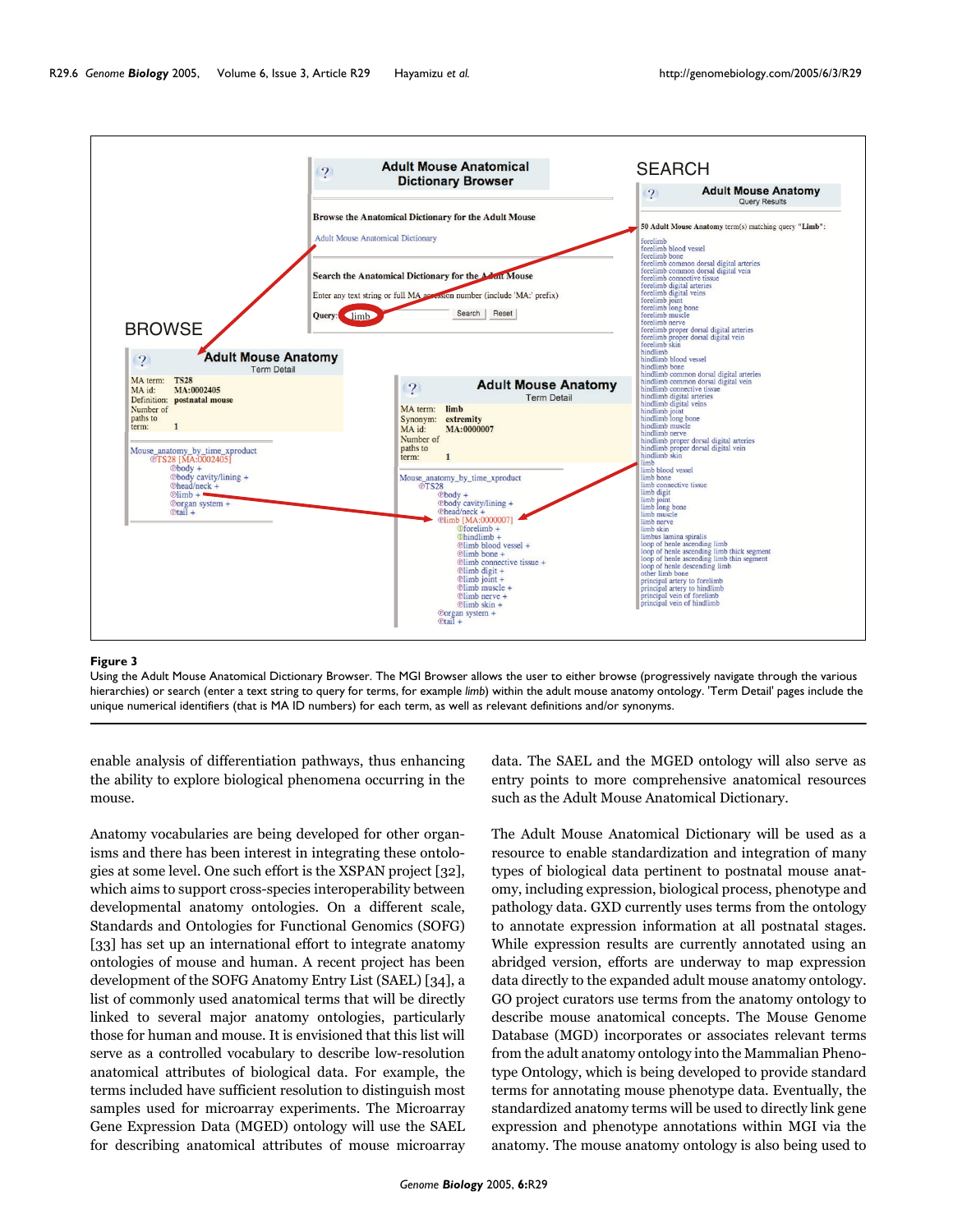**Figure 3**

Using the Adult Mouse Anatomical Dictionary Browser. The MGI Browser allows the user to either browse (progressively navigate through the various hierarchies) or search (enter a text string to query for terms, for example *limb*) within the adult mouse anatomy ontology. 'Term Detail' pages include the unique numerical identifiers (that is MA ID numbers) for each term, as well as relevant definitions and/or synonyms.

enable analysis of differentiation pathways, thus enhancing the ability to explore biological phenomena occurring in the mouse.

Anatomy vocabularies are being developed for other organisms and there has been interest in integrating these ontologies at some level. One such effort is the XSPAN project [32], which aims to support cross-species interoperability between developmental anatomy ontologies. On a different scale, Standards and Ontologies for Functional Genomics (SOFG) [33] has set up an international effort to integrate anatomy ontologies of mouse and human. A recent project has been development of the SOFG Anatomy Entry List (SAEL) [34], a list of commonly used anatomical terms that will be directly linked to several major anatomy ontologies, particularly those for human and mouse. It is envisioned that this list will serve as a controlled vocabulary to describe low-resolution anatomical attributes of biological data. For example, the terms included have sufficient resolution to distinguish most samples used for microarray experiments. The Microarray Gene Expression Data (MGED) ontology will use the SAEL for describing anatomical attributes of mouse microarray data. The SAEL and the MGED ontology will also serve as entry points to more comprehensive anatomical resources such as the Adult Mouse Anatomical Dictionary.

The Adult Mouse Anatomical Dictionary will be used as a resource to enable standardization and integration of many types of biological data pertinent to postnatal mouse anatomy, including expression, biological process, phenotype and pathology data. GXD currently uses terms from the ontology to annotate expression information at all postnatal stages. While expression results are currently annotated using an abridged version, efforts are underway to map expression data directly to the expanded adult mouse anatomy ontology. GO project curators use terms from the anatomy ontology to describe mouse anatomical concepts. The Mouse Genome Database (MGD) incorporates or associates relevant terms from the adult anatomy ontology into the Mammalian Phenotype Ontology, which is being developed to provide standard terms for annotating mouse phenotype data. Eventually, the standardized anatomy terms will be used to directly link gene expression and phenotype annotations within MGI via the anatomy. The mouse anatomy ontology is also being used to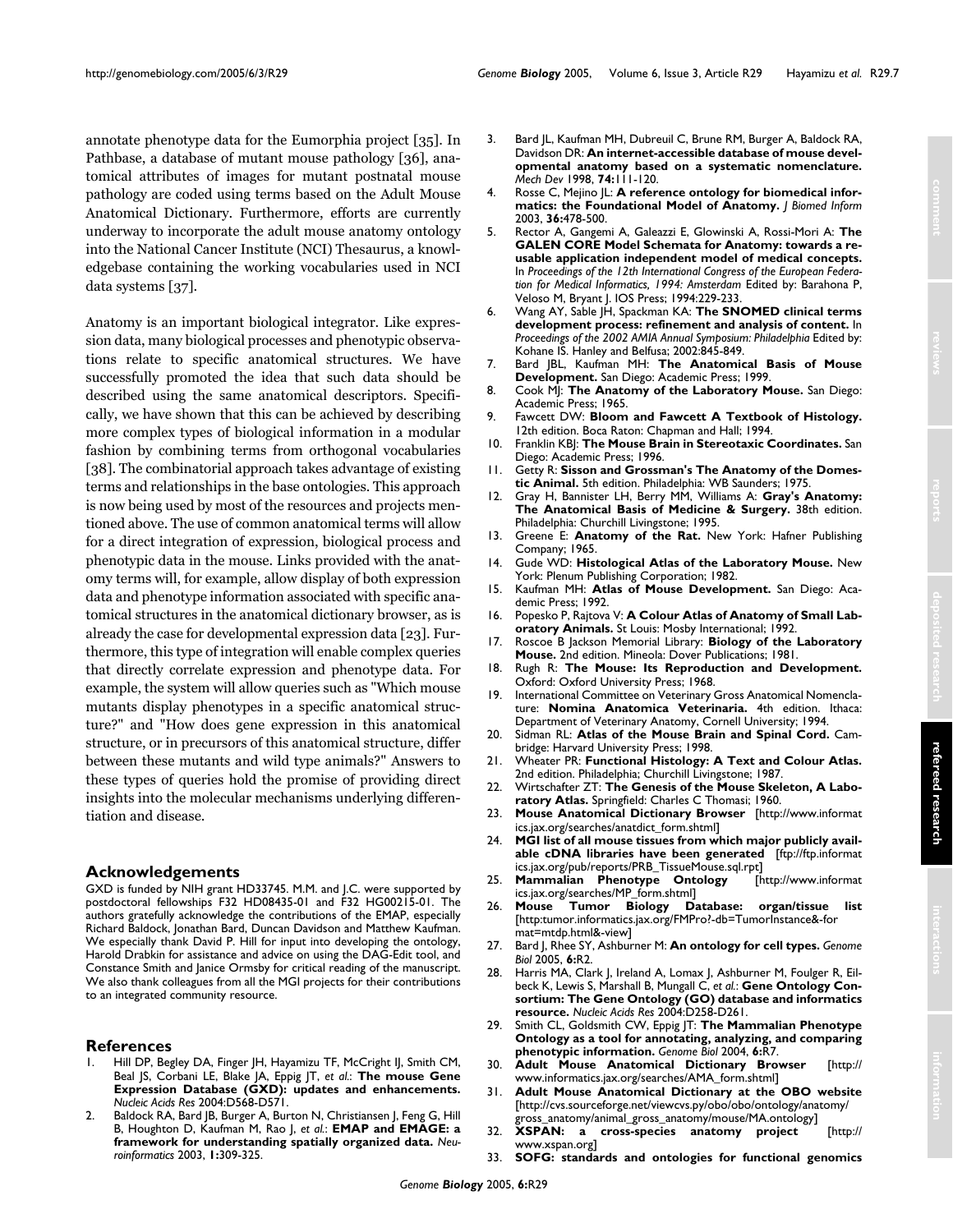annotate phenotype data for the Eumorphia project [35]. In Pathbase, a database of mutant mouse pathology [36], anatomical attributes of images for mutant postnatal mouse pathology are coded using terms based on the Adult Mouse Anatomical Dictionary. Furthermore, efforts are currently underway to incorporate the adult mouse anatomy ontology into the National Cancer Institute (NCI) Thesaurus, a knowledgebase containing the working vocabularies used in NCI data systems [37].

Anatomy is an important biological integrator. Like expression data, many biological processes and phenotypic observations relate to specific anatomical structures. We have successfully promoted the idea that such data should be described using the same anatomical descriptors. Specifically, we have shown that this can be achieved by describing more complex types of biological information in a modular fashion by combining terms from orthogonal vocabularies [38]. The combinatorial approach takes advantage of existing terms and relationships in the base ontologies. This approach is now being used by most of the resources and projects mentioned above. The use of common anatomical terms will allow for a direct integration of expression, biological process and phenotypic data in the mouse. Links provided with the anatomy terms will, for example, allow display of both expression data and phenotype information associated with specific anatomical structures in the anatomical dictionary browser, as is already the case for developmental expression data [23]. Furthermore, this type of integration will enable complex queries that directly correlate expression and phenotype data. For example, the system will allow queries such as "Which mouse mutants display phenotypes in a specific anatomical structure?" and "How does gene expression in this anatomical structure, or in precursors of this anatomical structure, differ between these mutants and wild type animals?" Answers to these types of queries hold the promise of providing direct insights into the molecular mechanisms underlying differentiation and disease.

## Acknowledgements

GXD is funded by NIH grant HD33745. M.M. and J.C. were supported by postdoctoral fellowships F32 HD08435-01 and F32 HG00215-01. The authors gratefully acknowledge the contributions of the EMAP, especially Richard Baldock, Jonathan Bard, Duncan Davidson and Matthew Kaufman. We especially thank David P. Hill for input into developing the ontology, Harold Drabkin for assistance and advice on using the DAG-Edit tool, and Constance Smith and Janice Ormsby for critical reading of the manuscript. We also thank colleagues from all the MGI projects for their contributions to an integrated community resource.

## References

1. Hill DP, Begley DA, Finger JH, Hayamizu TF, McCright IJ, Smith CM, Beal JS, Corbani LE, Blake JA, Eppig JT, *et al.*: **The mouse Gene Expression Database (GXD): updates and enhancements.** *Nucleic Acids Res* 2004:D568-D571.
2. Baldock RA, Bard JB, Burger A, Burton N, Christiansen J, Feng G, Hill B, Houghton D, Kaufman M, Rao J, *et al.*: **EMAP and EMAGE: a framework for understanding spatially organized data.** *Neuroinformatics* 2003, **1:**309-325.
3. Bard JL, Kaufman MH, Dubreuil C, Brune RM, Burger A, Baldock RA, Davidson DR: **An internet-accessible database of mouse developmental anatomy based on a systematic nomenclature.** *Mech Dev* 1998, **74:**111-120.
4. Rosse C, Mejino JL: **A reference ontology for biomedical informatics: the Foundational Model of Anatomy.** *J Biomed Inform* 2003, **36:**478-500.
5. Rector A, Gangemi A, Galeazzi E, Glowinski A, Rossi-Mori A: **The GALEN CORE Model Schemata for Anatomy: towards a re-usable application independent model of medical concepts.** In *Proceedings of the 12th International Congress of the European Federation for Medical Informatics, 1994: Amsterdam* Edited by: Barahona P, Veloso M, Bryant J. IOS Press; 1994:229-233.
6. Wang AY, Sable JH, Spackman KA: **The SNOMED clinical terms development process: refinement and analysis of content.** In *Proceedings of the 2002 AMIA Annual Symposium: Philadelphia* Edited by: Kohane IS. Hanley and Belfusa; 2002:845-849.
7. Bard JBL, Kaufman MH: **The Anatomical Basis of Mouse Development.** San Diego: Academic Press; 1999.
8. Cook MJ: **The Anatomy of the Laboratory Mouse.** San Diego: Academic Press; 1965.
9. Fawcett DW: **Bloom and Fawcett A Textbook of Histology.** 12th edition. Boca Raton: Chapman and Hall; 1994.
10. Franklin KBJ: **The Mouse Brain in Stereotaxic Coordinates.** San Diego: Academic Press; 1996.
11. Getty R: **Sisson and Grossman's The Anatomy of the Domestic Animal.** 5th edition. Philadelphia: WB Saunders; 1975.
12. Gray H, Bannister LH, Berry MM, Williams A: **Gray's Anatomy: The Anatomical Basis of Medicine & Surgery.** 38th edition. Philadelphia: Churchill Livingstone; 1995.
13. Greene E: **Anatomy of the Rat.** New York: Hafner Publishing Company; 1965.
14. Gude WD: **Histological Atlas of the Laboratory Mouse.** New York: Plenum Publishing Corporation; 1982.
15. Kaufman MH: **Atlas of Mouse Development.** San Diego: Academic Press; 1992.
16. Popesko P, Rajtova V: **A Colour Atlas of Anatomy of Small Laboratory Animals.** St Louis: Mosby International; 1992.
17. Roscoe B Jackson Memorial Library: **Biology of the Laboratory Mouse.** 2nd edition. Mineola: Dover Publications; 1981.
18. Rugh R: **The Mouse: Its Reproduction and Development.** Oxford: Oxford University Press; 1968.
19. International Committee on Veterinary Gross Anatomical Nomenclature: **Nomina Anatomica Veterinaria.** 4th edition. Ithaca: Department of Veterinary Anatomy, Cornell University; 1994.
20. Sidman RL: **Atlas of the Mouse Brain and Spinal Cord.** Cambridge: Harvard University Press; 1998.
21. Wheater PR: **Functional Histology: A Text and Colour Atlas.** 2nd edition. Philadelphia; Churchill Livingstone; 1987.
22. Wirtschafter ZT: **The Genesis of the Mouse Skeleton, A Laboratory Atlas.** Springfield: Charles C Thomasi; 1960.
23. **Mouse Anatomical Dictionary Browser** [http://www.informatics.jax.org/searches/anatdict_form.shtml]
24. **MGI list of all mouse tissues from which major publicly available cDNA libraries have been generated** [ftp://ftp.informatics.jax.org/pub/reports/PRB_TissueMouse.sql.rpt]
25. **Mammalian Phenotype Ontology** [http://www.informatics.jax.org/searches/MP_form.shtml]
26. **Mouse Tumor Biology Database: organ/tissue list** [http:tumor.informatics.jax.org/FMPro?-db=TumorInstance&-format=mtdp.html&-view]
27. Bard J, Rhee SY, Ashburner M: **An ontology for cell types.** *Genome Biol* 2005, **6:**R2.
28. Harris MA, Clark J, Ireland A, Lomax J, Ashburner M, Foulger R, Eilbeck K, Lewis S, Marshall B, Mungall C, *et al.*: **Gene Ontology Consortium: The Gene Ontology (GO) database and informatics resource.** *Nucleic Acids Res* 2004:D258-D261.
29. Smith CL, Goldsmith CW, Eppig JT: **The Mammalian Phenotype Ontology as a tool for annotating, analyzing, and comparing phenotypic information.** *Genome Biol* 2004, **6:**R7.
30. **Adult Mouse Anatomical Dictionary Browser** [http://www.informatics.jax.org/searches/AMA_form.shtml]
31. **Adult Mouse Anatomical Dictionary at the OBO website** [http://cvs.sourceforge.net/viewcvs.py/obo/obo/ontology/anatomy/gross_anatomy/animal_gross_anatomy/mouse/MA.ontology]
32. **XSPAN: a cross-species anatomy project** [http://www.xspan.org]
33. **SOFG: standards and ontologies for functional genomics**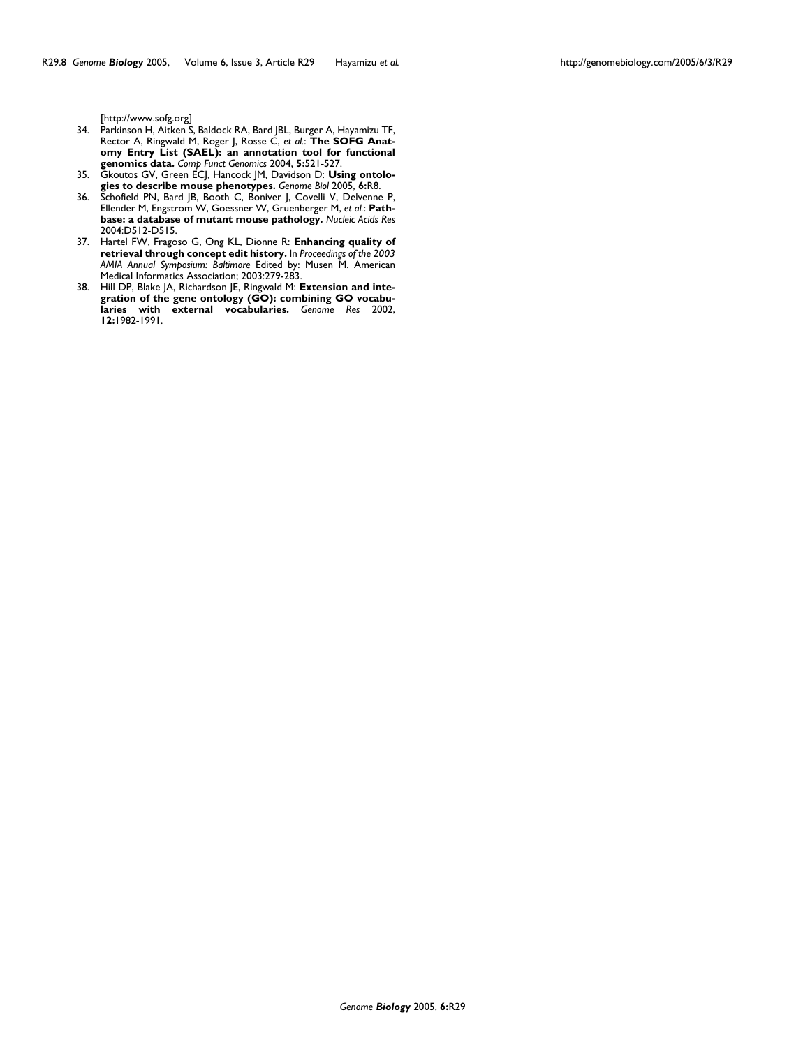[http://www.sofg.org]

34. Parkinson H, Aitken S, Baldock RA, Bard JBL, Burger A, Hayamizu TF, Rector A, Ringwald M, Roger J, Rosse C, *et al.*: **The SOFG Anatomy Entry List (SAEL): an annotation tool for functional genomics data.** *Comp Funct Genomics* 2004, **5:**521-527.
35. Gkoutos GV, Green ECJ, Hancock JM, Davidson D: **Using ontologies to describe mouse phenotypes.** *Genome Biol* 2005, **6:**R8.
36. Schofield PN, Bard JB, Booth C, Boniver J, Covelli V, Delvenne P, Ellender M, Engstrom W, Goessner W, Gruenberger M, *et al.*: **Pathbase: a database of mutant mouse pathology.** *Nucleic Acids Res* 2004:D512-D515.
37. Hartel FW, Fragoso G, Ong KL, Dionne R: **Enhancing quality of retrieval through concept edit history.** In *Proceedings of the 2003 AMIA Annual Symposium: Baltimore* Edited by: Musen M. American Medical Informatics Association; 2003:279-283.
38. Hill DP, Blake JA, Richardson JE, Ringwald M: **Extension and integration of the gene ontology (GO): combining GO vocabularies with external vocabularies.** *Genome Res* 2002, **12:**1982-1991.